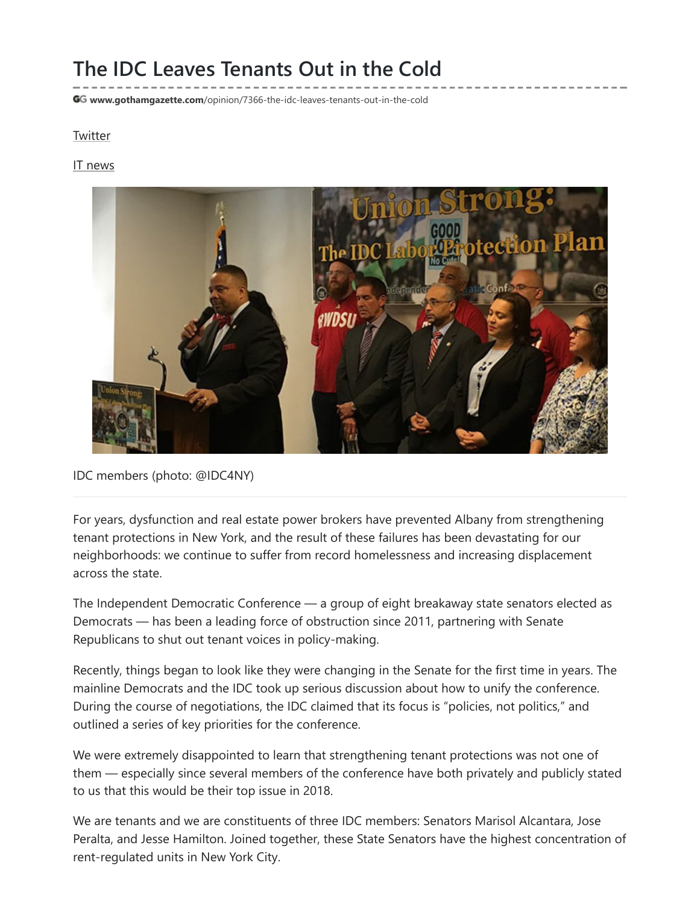# The IDC Leaves Tenants Out in the Cold

www.gothamgazette.com/opinion/7366-the-idc-leaves-tenants-out-in-the-cold

Twitter

IT news

IDC members (photo: @IDC4NY)

For years, dysfunction and real estate power brokers have prevented Albany from strengthening tenant protections in New York, and the result of these failures has been devastating for our neighborhoods: we continue to suffer from record homelessness and increasing displacement across the state.

The Independent Democratic Conference — a group of eight breakaway state senators elected as Democrats — has been a leading force of obstruction since 2011, partnering with Senate Republicans to shut out tenant voices in policy-making.

Recently, things began to look like they were changing in the Senate for the first time in years. The mainline Democrats and the IDC took up serious discussion about how to unify the conference. During the course of negotiations, the IDC claimed that its focus is "policies, not politics," and outlined a series of key priorities for the conference.

We were extremely disappointed to learn that strengthening tenant protections was not one of them — especially since several members of the conference have both privately and publicly stated to us that this would be their top issue in 2018.

We are tenants and we are constituents of three IDC members: Senators Marisol Alcantara, Jose Peralta, and Jesse Hamilton. Joined together, these State Senators have the highest concentration of rent-regulated units in New York City.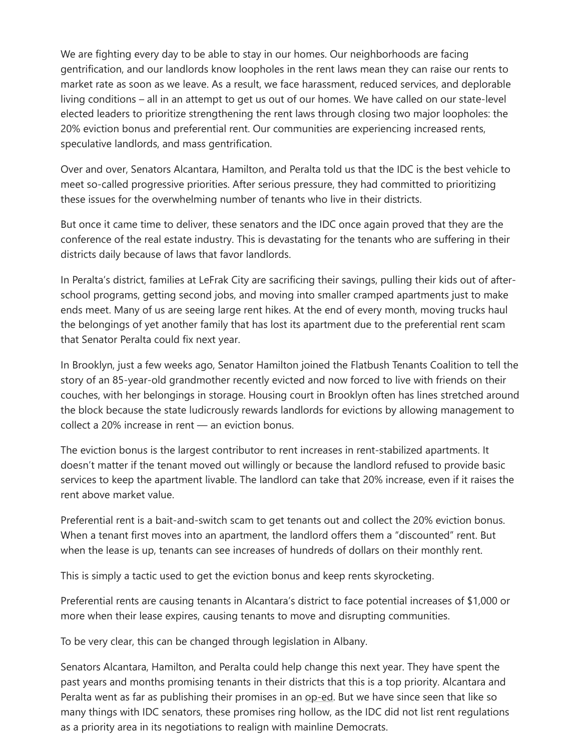We are fighting every day to be able to stay in our homes. Our neighborhoods are facing gentrification, and our landlords know loopholes in the rent laws mean they can raise our rents to market rate as soon as we leave. As a result, we face harassment, reduced services, and deplorable living conditions – all in an attempt to get us out of our homes. We have called on our state-level elected leaders to prioritize strengthening the rent laws through closing two major loopholes: the 20% eviction bonus and preferential rent. Our communities are experiencing increased rents, speculative landlords, and mass gentrification.

Over and over, Senators Alcantara, Hamilton, and Peralta told us that the IDC is the best vehicle to meet so-called progressive priorities. After serious pressure, they had committed to prioritizing these issues for the overwhelming number of tenants who live in their districts.

But once it came time to deliver, these senators and the IDC once again proved that they are the conference of the real estate industry. This is devastating for the tenants who are suffering in their districts daily because of laws that favor landlords.

In Peralta's district, families at LeFrak City are sacrificing their savings, pulling their kids out of after-school programs, getting second jobs, and moving into smaller cramped apartments just to make ends meet. Many of us are seeing large rent hikes. At the end of every month, moving trucks haul the belongings of yet another family that has lost its apartment due to the preferential rent scam that Senator Peralta could fix next year.

In Brooklyn, just a few weeks ago, Senator Hamilton joined the Flatbush Tenants Coalition to tell the story of an 85-year-old grandmother recently evicted and now forced to live with friends on their couches, with her belongings in storage. Housing court in Brooklyn often has lines stretched around the block because the state ludicrously rewards landlords for evictions by allowing management to collect a 20% increase in rent — an eviction bonus.

The eviction bonus is the largest contributor to rent increases in rent-stabilized apartments. It doesn't matter if the tenant moved out willingly or because the landlord refused to provide basic services to keep the apartment livable. The landlord can take that 20% increase, even if it raises the rent above market value.

Preferential rent is a bait-and-switch scam to get tenants out and collect the 20% eviction bonus. When a tenant first moves into an apartment, the landlord offers them a "discounted" rent. But when the lease is up, tenants can see increases of hundreds of dollars on their monthly rent.

This is simply a tactic used to get the eviction bonus and keep rents skyrocketing.

Preferential rents are causing tenants in Alcantara's district to face potential increases of $1,000 or more when their lease expires, causing tenants to move and disrupting communities.

To be very clear, this can be changed through legislation in Albany.

Senators Alcantara, Hamilton, and Peralta could help change this next year. They have spent the past years and months promising tenants in their districts that this is a top priority. Alcantara and Peralta went as far as publishing their promises in an op-ed. But we have since seen that like so many things with IDC senators, these promises ring hollow, as the IDC did not list rent regulations as a priority area in its negotiations to realign with mainline Democrats.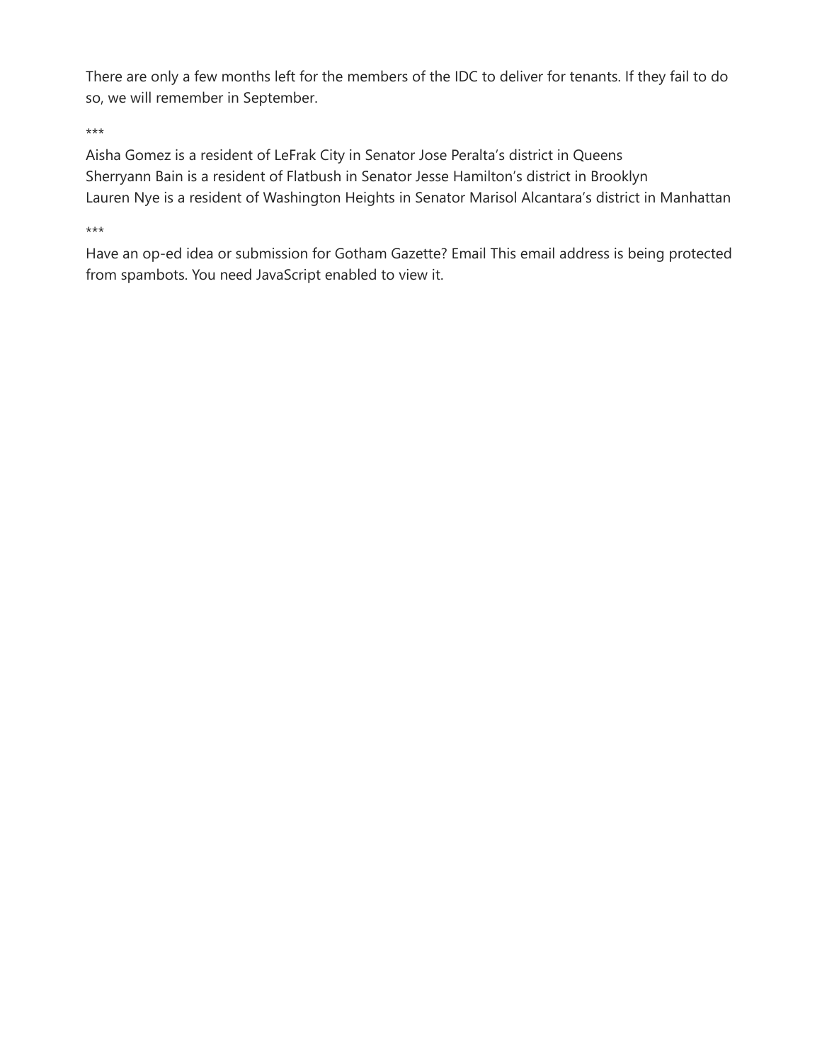There are only a few months left for the members of the IDC to deliver for tenants. If they fail to do so, we will remember in September.

***

Aisha Gomez is a resident of LeFrak City in Senator Jose Peralta's district in Queens
Sherryann Bain is a resident of Flatbush in Senator Jesse Hamilton's district in Brooklyn
Lauren Nye is a resident of Washington Heights in Senator Marisol Alcantara's district in Manhattan

***

Have an op-ed idea or submission for Gotham Gazette? Email This email address is being protected from spambots. You need JavaScript enabled to view it.